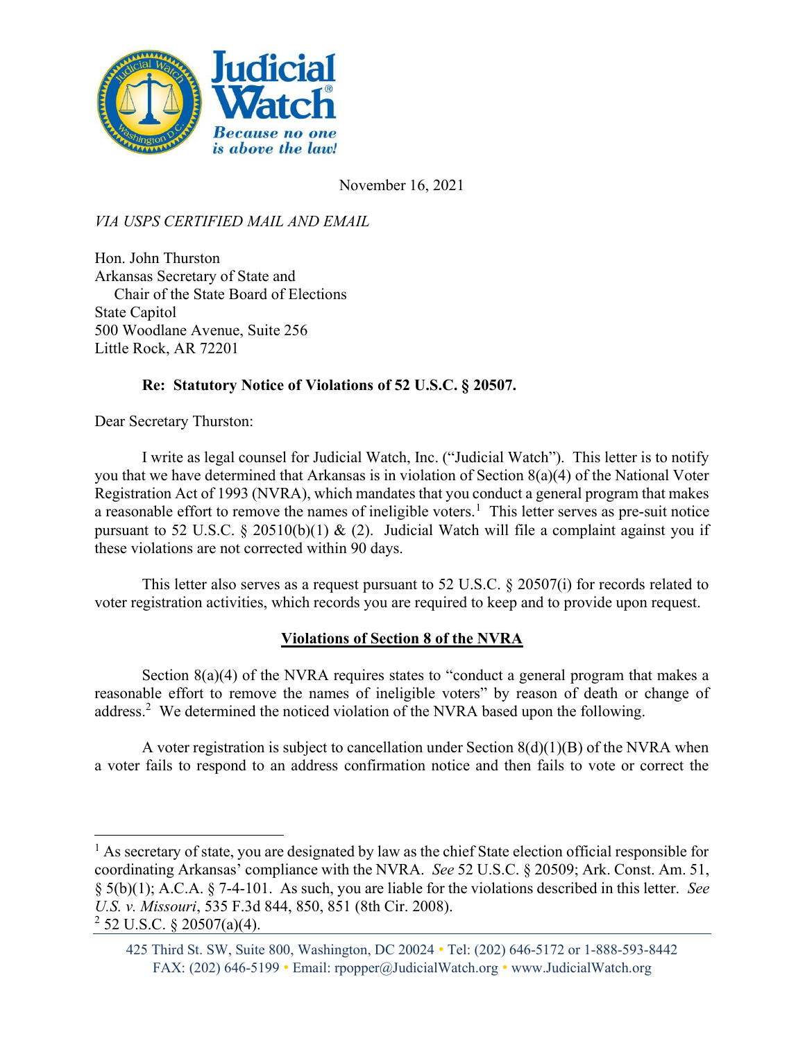November 16, 2021

*VIA USPS CERTIFIED MAIL AND EMAIL*

Hon. John Thurston
Arkansas Secretary of State and
Chair of the State Board of Elections
State Capitol
500 Woodlane Avenue, Suite 256
Little Rock, AR 72201

**Re: Statutory Notice of Violations of 52 U.S.C. § 20507.**

Dear Secretary Thurston:

I write as legal counsel for Judicial Watch, Inc. ("Judicial Watch"). This letter is to notify you that we have determined that Arkansas is in violation of Section 8(a)(4) of the National Voter Registration Act of 1993 (NVRA), which mandates that you conduct a general program that makes a reasonable effort to remove the names of ineligible voters.[1] This letter serves as pre-suit notice pursuant to 52 U.S.C. § 20510(b)(1) & (2). Judicial Watch will file a complaint against you if these violations are not corrected within 90 days.

This letter also serves as a request pursuant to 52 U.S.C. § 20507(i) for records related to voter registration activities, which records you are required to keep and to provide upon request.

## Violations of Section 8 of the NVRA

Section 8(a)(4) of the NVRA requires states to "conduct a general program that makes a reasonable effort to remove the names of ineligible voters" by reason of death or change of address.[2] We determined the noticed violation of the NVRA based upon the following.

A voter registration is subject to cancellation under Section 8(d)(1)(B) of the NVRA when a voter fails to respond to an address confirmation notice and then fails to vote or correct the

---

[1] As secretary of state, you are designated by law as the chief State election official responsible for coordinating Arkansas' compliance with the NVRA. *See* 52 U.S.C. § 20509; Ark. Const. Am. 51, § 5(b)(1); A.C.A. § 7-4-101. As such, you are liable for the violations described in this letter. *See* *U.S. v. Missouri*, 535 F.3d 844, 850, 851 (8th Cir. 2008).

[2] 52 U.S.C. § 20507(a)(4).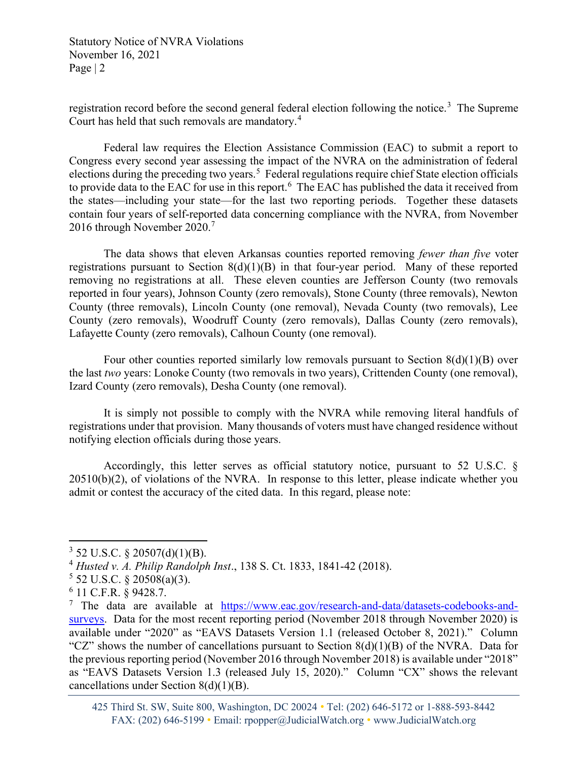registration record before the second general federal election following the notice.[3] The Supreme Court has held that such removals are mandatory.[4]

Federal law requires the Election Assistance Commission (EAC) to submit a report to Congress every second year assessing the impact of the NVRA on the administration of federal elections during the preceding two years.[5] Federal regulations require chief State election officials to provide data to the EAC for use in this report.[6] The EAC has published the data it received from the states—including your state—for the last two reporting periods. Together these datasets contain four years of self-reported data concerning compliance with the NVRA, from November 2016 through November 2020.[7]

The data shows that eleven Arkansas counties reported removing *fewer than five* voter registrations pursuant to Section 8(d)(1)(B) in that four-year period. Many of these reported removing no registrations at all. These eleven counties are Jefferson County (two removals reported in four years), Johnson County (zero removals), Stone County (three removals), Newton County (three removals), Lincoln County (one removal), Nevada County (two removals), Lee County (zero removals), Woodruff County (zero removals), Dallas County (zero removals), Lafayette County (zero removals), Calhoun County (one removal).

Four other counties reported similarly low removals pursuant to Section 8(d)(1)(B) over the last *two* years: Lonoke County (two removals in two years), Crittenden County (one removal), Izard County (zero removals), Desha County (one removal).

It is simply not possible to comply with the NVRA while removing literal handfuls of registrations under that provision. Many thousands of voters must have changed residence without notifying election officials during those years.

Accordingly, this letter serves as official statutory notice, pursuant to 52 U.S.C. § 20510(b)(2), of violations of the NVRA. In response to this letter, please indicate whether you admit or contest the accuracy of the cited data. In this regard, please note:

---

[3] 52 U.S.C. § 20507(d)(1)(B).

[4] *Husted v. A. Philip Randolph Inst*., 138 S. Ct. 1833, 1841-42 (2018).

[5] 52 U.S.C. § 20508(a)(3).

[6] 11 C.F.R. § 9428.7.

[7] The data are available at https://www.eac.gov/research-and-data/datasets-codebooks-and-surveys. Data for the most recent reporting period (November 2018 through November 2020) is available under "2020" as "EAVS Datasets Version 1.1 (released October 8, 2021)." Column "CZ" shows the number of cancellations pursuant to Section 8(d)(1)(B) of the NVRA. Data for the previous reporting period (November 2016 through November 2018) is available under "2018" as "EAVS Datasets Version 1.3 (released July 15, 2020)." Column "CX" shows the relevant cancellations under Section 8(d)(1)(B).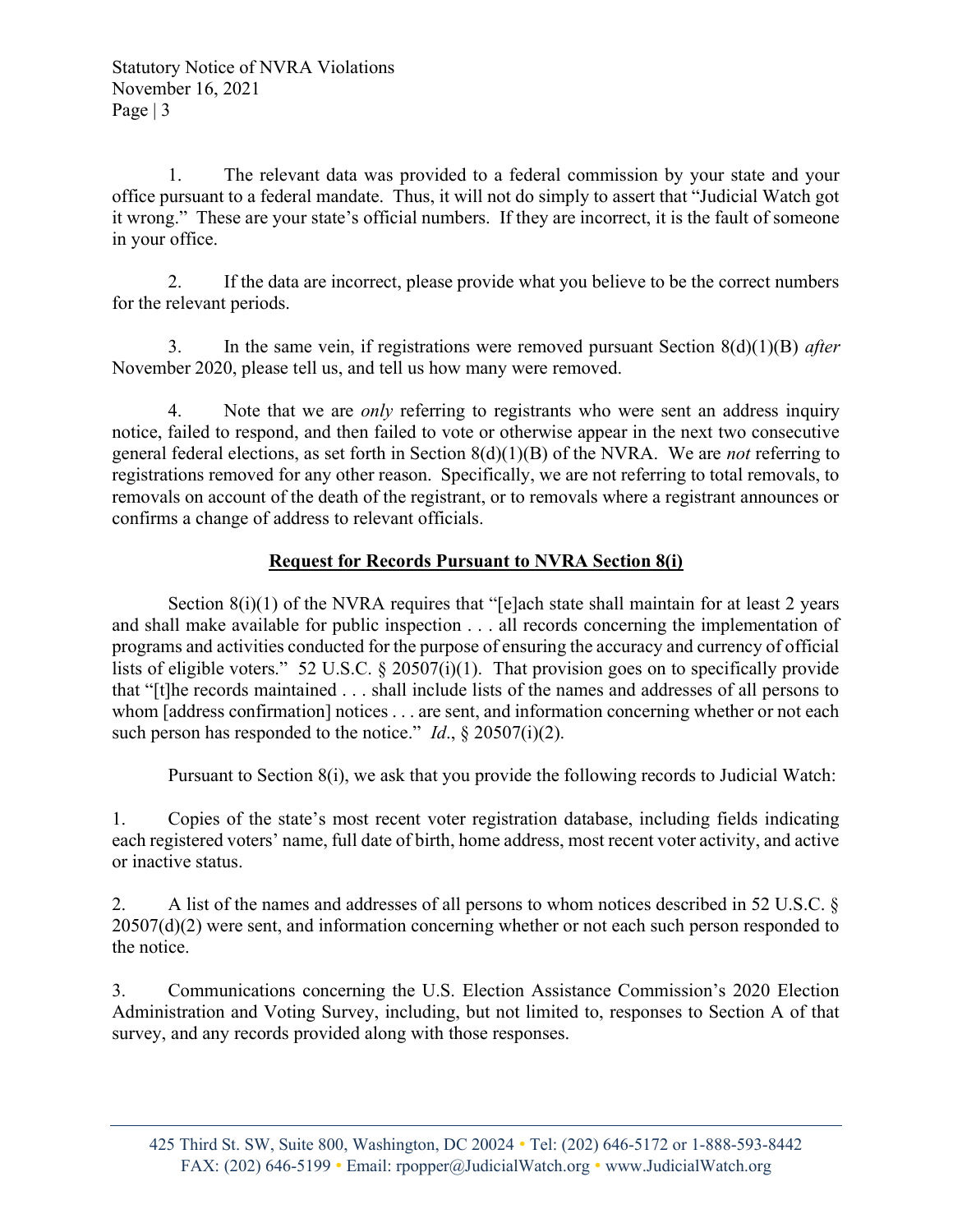1. The relevant data was provided to a federal commission by your state and your office pursuant to a federal mandate. Thus, it will not do simply to assert that "Judicial Watch got it wrong." These are your state's official numbers. If they are incorrect, it is the fault of someone in your office.

2. If the data are incorrect, please provide what you believe to be the correct numbers for the relevant periods.

3. In the same vein, if registrations were removed pursuant Section 8(d)(1)(B) *after* November 2020, please tell us, and tell us how many were removed.

4. Note that we are *only* referring to registrants who were sent an address inquiry notice, failed to respond, and then failed to vote or otherwise appear in the next two consecutive general federal elections, as set forth in Section 8(d)(1)(B) of the NVRA. We are *not* referring to registrations removed for any other reason. Specifically, we are not referring to total removals, to removals on account of the death of the registrant, or to removals where a registrant announces or confirms a change of address to relevant officials.

## Request for Records Pursuant to NVRA Section 8(i)

Section 8(i)(1) of the NVRA requires that "[e]ach state shall maintain for at least 2 years and shall make available for public inspection . . . all records concerning the implementation of programs and activities conducted for the purpose of ensuring the accuracy and currency of official lists of eligible voters." 52 U.S.C. § 20507(i)(1). That provision goes on to specifically provide that "[t]he records maintained . . . shall include lists of the names and addresses of all persons to whom [address confirmation] notices . . . are sent, and information concerning whether or not each such person has responded to the notice." *Id*., § 20507(i)(2).

Pursuant to Section 8(i), we ask that you provide the following records to Judicial Watch:

1. Copies of the state's most recent voter registration database, including fields indicating each registered voters' name, full date of birth, home address, most recent voter activity, and active or inactive status.

2. A list of the names and addresses of all persons to whom notices described in 52 U.S.C. § 20507(d)(2) were sent, and information concerning whether or not each such person responded to the notice.

3. Communications concerning the U.S. Election Assistance Commission's 2020 Election Administration and Voting Survey, including, but not limited to, responses to Section A of that survey, and any records provided along with those responses.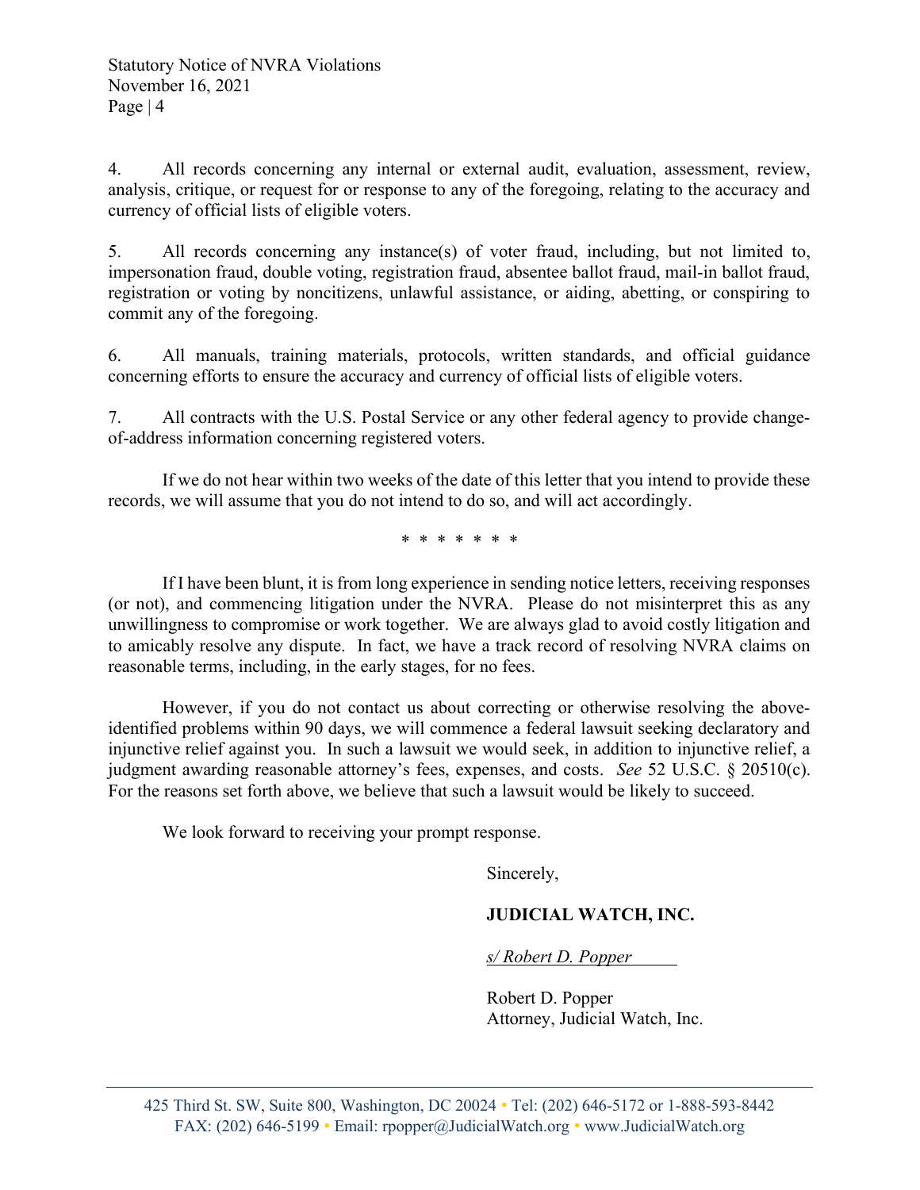4. All records concerning any internal or external audit, evaluation, assessment, review, analysis, critique, or request for or response to any of the foregoing, relating to the accuracy and currency of official lists of eligible voters.

5. All records concerning any instance(s) of voter fraud, including, but not limited to, impersonation fraud, double voting, registration fraud, absentee ballot fraud, mail-in ballot fraud, registration or voting by noncitizens, unlawful assistance, or aiding, abetting, or conspiring to commit any of the foregoing.

6. All manuals, training materials, protocols, written standards, and official guidance concerning efforts to ensure the accuracy and currency of official lists of eligible voters.

7. All contracts with the U.S. Postal Service or any other federal agency to provide change-of-address information concerning registered voters.

If we do not hear within two weeks of the date of this letter that you intend to provide these records, we will assume that you do not intend to do so, and will act accordingly.

\* \* \* \* \* \* \*

If I have been blunt, it is from long experience in sending notice letters, receiving responses (or not), and commencing litigation under the NVRA. Please do not misinterpret this as any unwillingness to compromise or work together. We are always glad to avoid costly litigation and to amicably resolve any dispute. In fact, we have a track record of resolving NVRA claims on reasonable terms, including, in the early stages, for no fees.

However, if you do not contact us about correcting or otherwise resolving the above-identified problems within 90 days, we will commence a federal lawsuit seeking declaratory and injunctive relief against you. In such a lawsuit we would seek, in addition to injunctive relief, a judgment awarding reasonable attorney's fees, expenses, and costs. *See* 52 U.S.C. § 20510(c). For the reasons set forth above, we believe that such a lawsuit would be likely to succeed.

We look forward to receiving your prompt response.

Sincerely,

**JUDICIAL WATCH, INC.**

*s/ Robert D. Popper*

Robert D. Popper
Attorney, Judicial Watch, Inc.

425 Third St. SW, Suite 800, Washington, DC 20024 • Tel: (202) 646-5172 or 1-888-593-8442
FAX: (202) 646-5199 • Email: rpopper@JudicialWatch.org • www.JudicialWatch.org